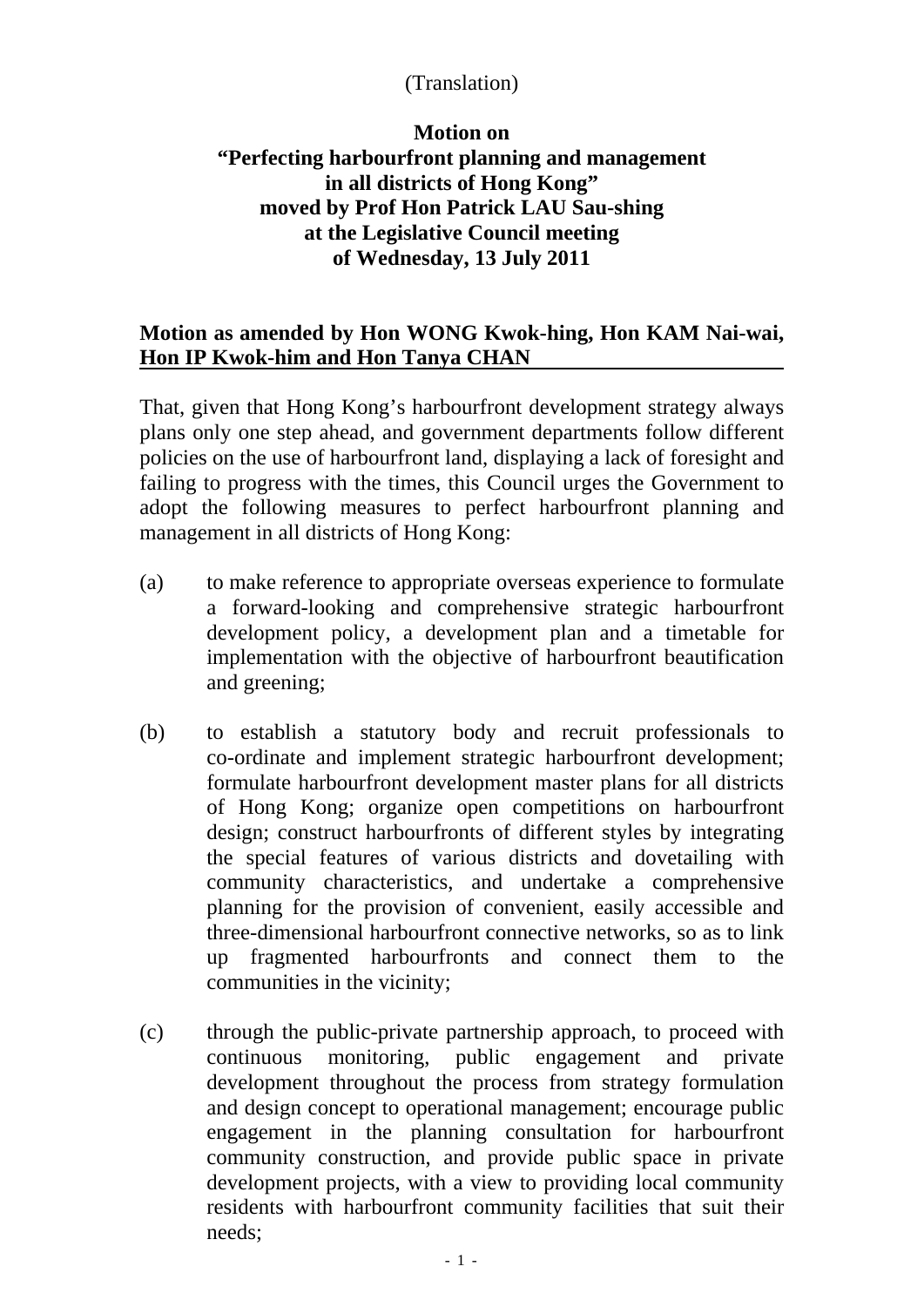(Translation)

**Motion on**
**"Perfecting harbourfront planning and management in all districts of Hong Kong"**
**moved by Prof Hon Patrick LAU Sau-shing**
**at the Legislative Council meeting**
**of Wednesday, 13 July 2011**

**<u>Motion as amended by Hon WONG Kwok-hing, Hon KAM Nai-wai, Hon IP Kwok-him and Hon Tanya CHAN</u>**

That, given that Hong Kong's harbourfront development strategy always plans only one step ahead, and government departments follow different policies on the use of harbourfront land, displaying a lack of foresight and failing to progress with the times, this Council urges the Government to adopt the following measures to perfect harbourfront planning and management in all districts of Hong Kong:

(a) to make reference to appropriate overseas experience to formulate a forward-looking and comprehensive strategic harbourfront development policy, a development plan and a timetable for implementation with the objective of harbourfront beautification and greening;

(b) to establish a statutory body and recruit professionals to co-ordinate and implement strategic harbourfront development; formulate harbourfront development master plans for all districts of Hong Kong; organize open competitions on harbourfront design; construct harbourfronts of different styles by integrating the special features of various districts and dovetailing with community characteristics, and undertake a comprehensive planning for the provision of convenient, easily accessible and three-dimensional harbourfront connective networks, so as to link up fragmented harbourfronts and connect them to the communities in the vicinity;

(c) through the public-private partnership approach, to proceed with continuous monitoring, public engagement and private development throughout the process from strategy formulation and design concept to operational management; encourage public engagement in the planning consultation for harbourfront community construction, and provide public space in private development projects, with a view to providing local community residents with harbourfront community facilities that suit their needs;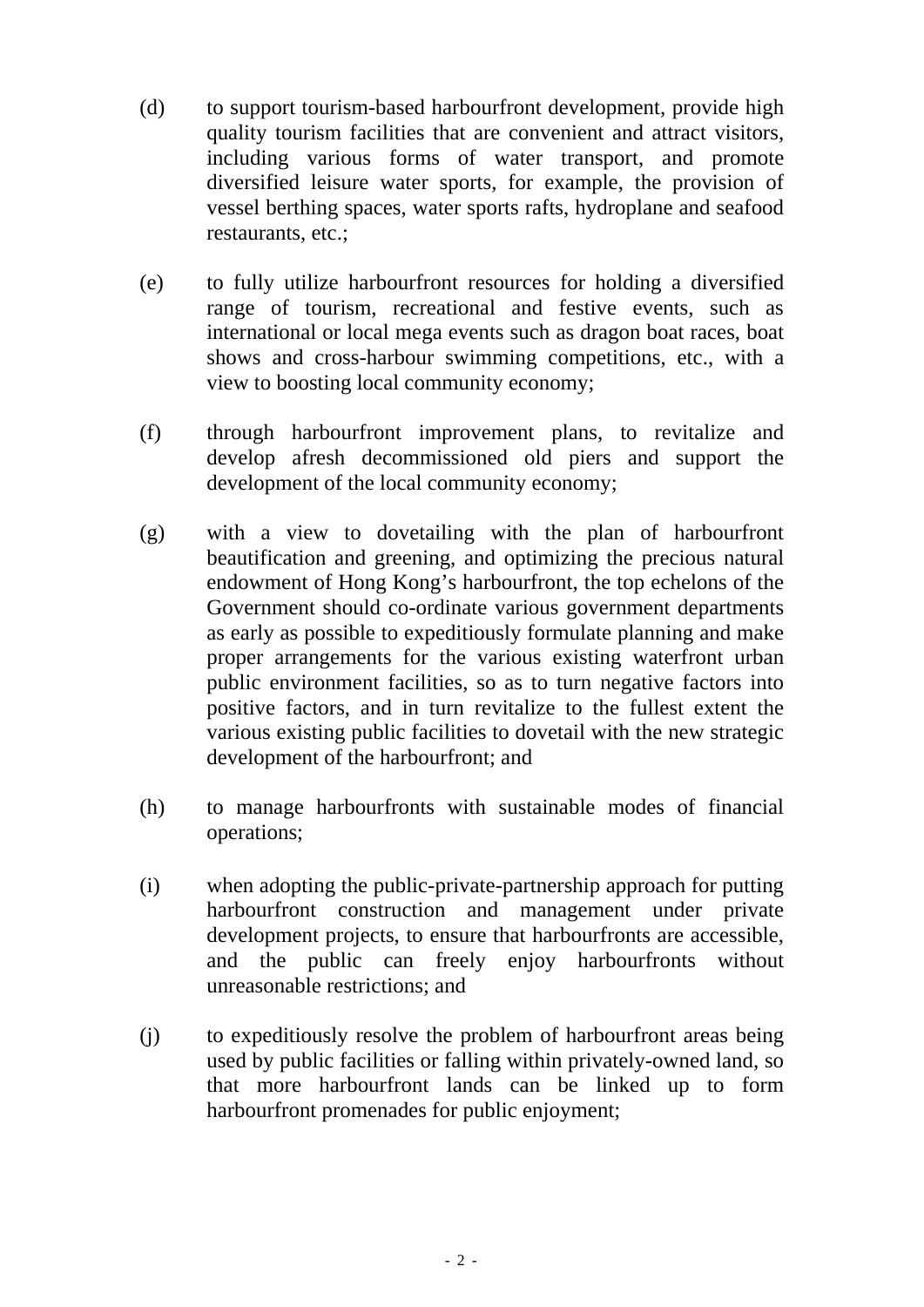(d) to support tourism-based harbourfront development, provide high quality tourism facilities that are convenient and attract visitors, including various forms of water transport, and promote diversified leisure water sports, for example, the provision of vessel berthing spaces, water sports rafts, hydroplane and seafood restaurants, etc.;

(e) to fully utilize harbourfront resources for holding a diversified range of tourism, recreational and festive events, such as international or local mega events such as dragon boat races, boat shows and cross-harbour swimming competitions, etc., with a view to boosting local community economy;

(f) through harbourfront improvement plans, to revitalize and develop afresh decommissioned old piers and support the development of the local community economy;

(g) with a view to dovetailing with the plan of harbourfront beautification and greening, and optimizing the precious natural endowment of Hong Kong's harbourfront, the top echelons of the Government should co-ordinate various government departments as early as possible to expeditiously formulate planning and make proper arrangements for the various existing waterfront urban public environment facilities, so as to turn negative factors into positive factors, and in turn revitalize to the fullest extent the various existing public facilities to dovetail with the new strategic development of the harbourfront; and

(h) to manage harbourfronts with sustainable modes of financial operations;

(i) when adopting the public-private-partnership approach for putting harbourfront construction and management under private development projects, to ensure that harbourfronts are accessible, and the public can freely enjoy harbourfronts without unreasonable restrictions; and

(j) to expeditiously resolve the problem of harbourfront areas being used by public facilities or falling within privately-owned land, so that more harbourfront lands can be linked up to form harbourfront promenades for public enjoyment;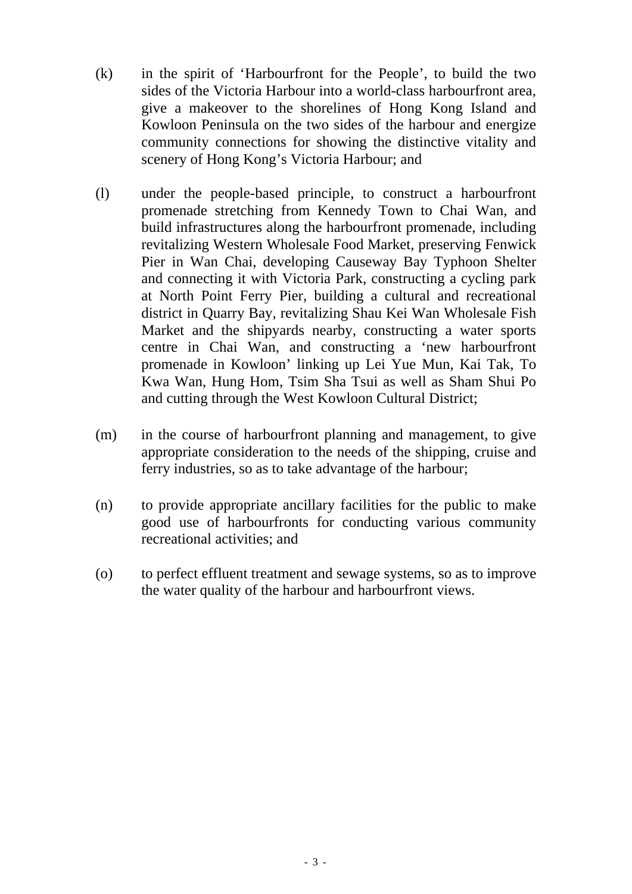(k) in the spirit of 'Harbourfront for the People', to build the two sides of the Victoria Harbour into a world-class harbourfront area, give a makeover to the shorelines of Hong Kong Island and Kowloon Peninsula on the two sides of the harbour and energize community connections for showing the distinctive vitality and scenery of Hong Kong's Victoria Harbour; and

(l) under the people-based principle, to construct a harbourfront promenade stretching from Kennedy Town to Chai Wan, and build infrastructures along the harbourfront promenade, including revitalizing Western Wholesale Food Market, preserving Fenwick Pier in Wan Chai, developing Causeway Bay Typhoon Shelter and connecting it with Victoria Park, constructing a cycling park at North Point Ferry Pier, building a cultural and recreational district in Quarry Bay, revitalizing Shau Kei Wan Wholesale Fish Market and the shipyards nearby, constructing a water sports centre in Chai Wan, and constructing a 'new harbourfront promenade in Kowloon' linking up Lei Yue Mun, Kai Tak, To Kwa Wan, Hung Hom, Tsim Sha Tsui as well as Sham Shui Po and cutting through the West Kowloon Cultural District;

(m) in the course of harbourfront planning and management, to give appropriate consideration to the needs of the shipping, cruise and ferry industries, so as to take advantage of the harbour;

(n) to provide appropriate ancillary facilities for the public to make good use of harbourfronts for conducting various community recreational activities; and

(o) to perfect effluent treatment and sewage systems, so as to improve the water quality of the harbour and harbourfront views.